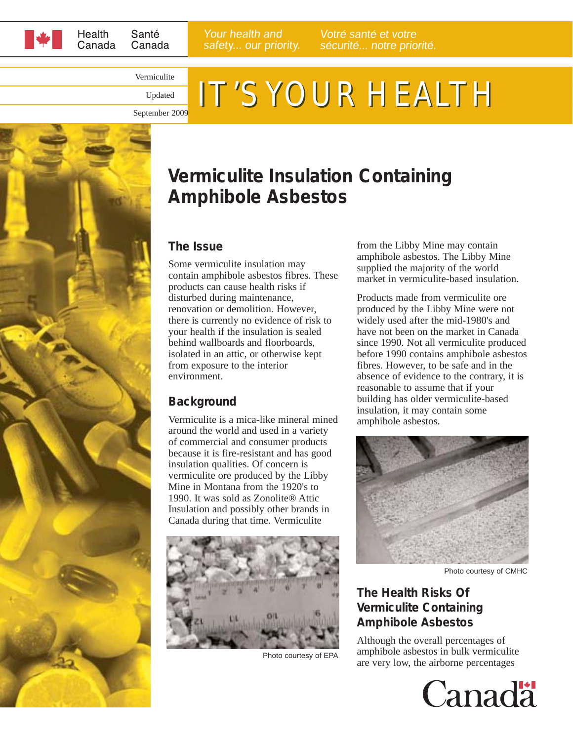Health Canada | Santé Canada

*Your health and safety... our priority.* | *Votré santé et votre sécurité... notre priorité.*

Vermiculite

Updated

September 2009

# IT'S YOUR HEALTH

## Vermiculite Insulation Containing Amphibole Asbestos

### The Issue

Some vermiculite insulation may contain amphibole asbestos fibres. These products can cause health risks if disturbed during maintenance, renovation or demolition. However, there is currently no evidence of risk to your health if the insulation is sealed behind wallboards and floorboards, isolated in an attic, or otherwise kept from exposure to the interior environment.

### Background

Vermiculite is a mica-like mineral mined around the world and used in a variety of commercial and consumer products because it is fire-resistant and has good insulation qualities. Of concern is vermiculite ore produced by the Libby Mine in Montana from the 1920's to 1990. It was sold as Zonolite® Attic Insulation and possibly other brands in Canada during that time. Vermiculite from the Libby Mine may contain amphibole asbestos. The Libby Mine supplied the majority of the world market in vermiculite-based insulation.

Photo courtesy of EPA

Products made from vermiculite ore produced by the Libby Mine were not widely used after the mid-1980's and have not been on the market in Canada since 1990. Not all vermiculite produced before 1990 contains amphibole asbestos fibres. However, to be safe and in the absence of evidence to the contrary, it is reasonable to assume that if your building has older vermiculite-based insulation, it may contain some amphibole asbestos.

Photo courtesy of CMHC

### The Health Risks Of Vermiculite Containing Amphibole Asbestos

Although the overall percentages of amphibole asbestos in bulk vermiculite are very low, the airborne percentages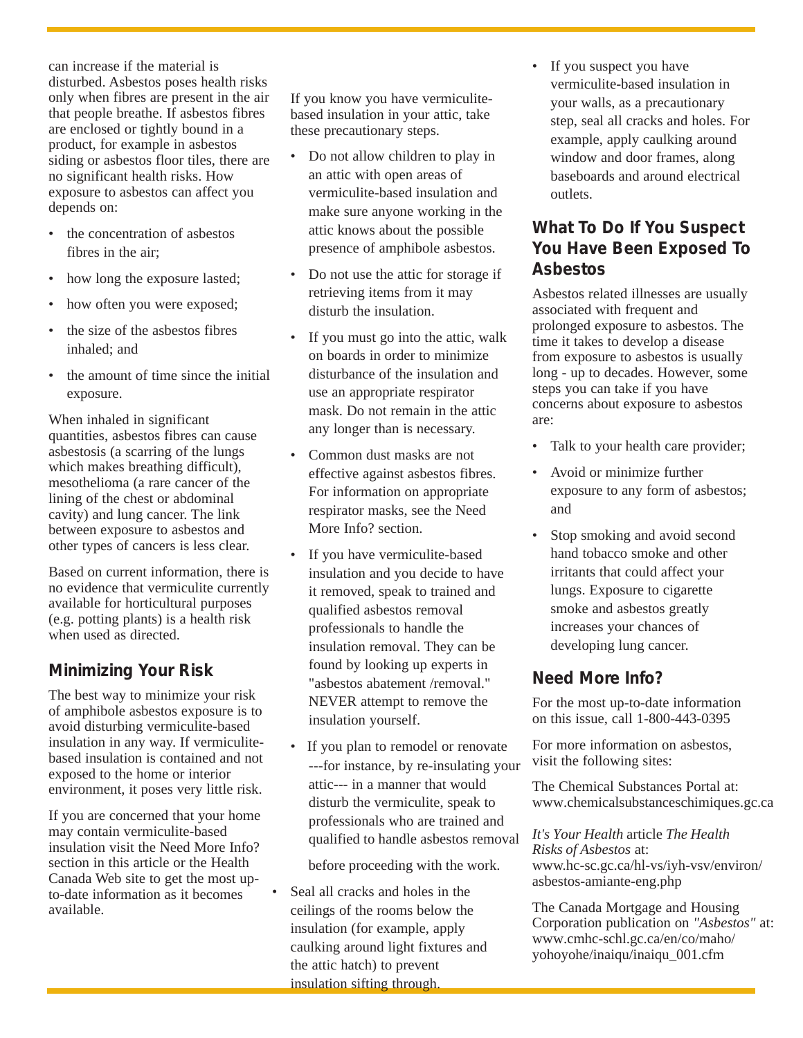can increase if the material is disturbed. Asbestos poses health risks only when fibres are present in the air that people breathe. If asbestos fibres are enclosed or tightly bound in a product, for example in asbestos siding or asbestos floor tiles, there are no significant health risks. How exposure to asbestos can affect you depends on:

- the concentration of asbestos fibres in the air;
- how long the exposure lasted;
- how often you were exposed;
- the size of the asbestos fibres inhaled; and
- the amount of time since the initial exposure.

When inhaled in significant quantities, asbestos fibres can cause asbestosis (a scarring of the lungs which makes breathing difficult), mesothelioma (a rare cancer of the lining of the chest or abdominal cavity) and lung cancer. The link between exposure to asbestos and other types of cancers is less clear.

Based on current information, there is no evidence that vermiculite currently available for horticultural purposes (e.g. potting plants) is a health risk when used as directed.

## Minimizing Your Risk

The best way to minimize your risk of amphibole asbestos exposure is to avoid disturbing vermiculite-based insulation in any way. If vermiculite-based insulation is contained and not exposed to the home or interior environment, it poses very little risk.

If you are concerned that your home may contain vermiculite-based insulation visit the Need More Info? section in this article or the Health Canada Web site to get the most up-to-date information as it becomes available.

If you know you have vermiculite-based insulation in your attic, take these precautionary steps.

- Do not allow children to play in an attic with open areas of vermiculite-based insulation and make sure anyone working in the attic knows about the possible presence of amphibole asbestos.
- Do not use the attic for storage if retrieving items from it may disturb the insulation.
- If you must go into the attic, walk on boards in order to minimize disturbance of the insulation and use an appropriate respirator mask. Do not remain in the attic any longer than is necessary.
- Common dust masks are not effective against asbestos fibres. For information on appropriate respirator masks, see the Need More Info? section.
- If you have vermiculite-based insulation and you decide to have it removed, speak to trained and qualified asbestos removal professionals to handle the insulation removal. They can be found by looking up experts in "asbestos abatement /removal." NEVER attempt to remove the insulation yourself.
- If you plan to remodel or renovate ---for instance, by re-insulating your attic--- in a manner that would disturb the vermiculite, speak to professionals who are trained and qualified to handle asbestos removal before proceeding with the work.
- Seal all cracks and holes in the ceilings of the rooms below the insulation (for example, apply caulking around light fixtures and the attic hatch) to prevent insulation sifting through.
- If you suspect you have vermiculite-based insulation in your walls, as a precautionary step, seal all cracks and holes. For example, apply caulking around window and door frames, along baseboards and around electrical outlets.

## What To Do If You Suspect You Have Been Exposed To Asbestos

Asbestos related illnesses are usually associated with frequent and prolonged exposure to asbestos. The time it takes to develop a disease from exposure to asbestos is usually long - up to decades. However, some steps you can take if you have concerns about exposure to asbestos are:

- Talk to your health care provider;
- Avoid or minimize further exposure to any form of asbestos; and
- Stop smoking and avoid second hand tobacco smoke and other irritants that could affect your lungs. Exposure to cigarette smoke and asbestos greatly increases your chances of developing lung cancer.

## Need More Info?

For the most up-to-date information on this issue, call 1-800-443-0395

For more information on asbestos, visit the following sites:

The Chemical Substances Portal at: www.chemicalsubstanceschimiques.gc.ca

*It's Your Health* article *The Health Risks of Asbestos* at: www.hc-sc.gc.ca/hl-vs/iyh-vsv/environ/asbestos-amiante-eng.php

The Canada Mortgage and Housing Corporation publication on *"Asbestos"* at: www.cmhc-schl.gc.ca/en/co/maho/yohoyohe/inaiqu/inaiqu_001.cfm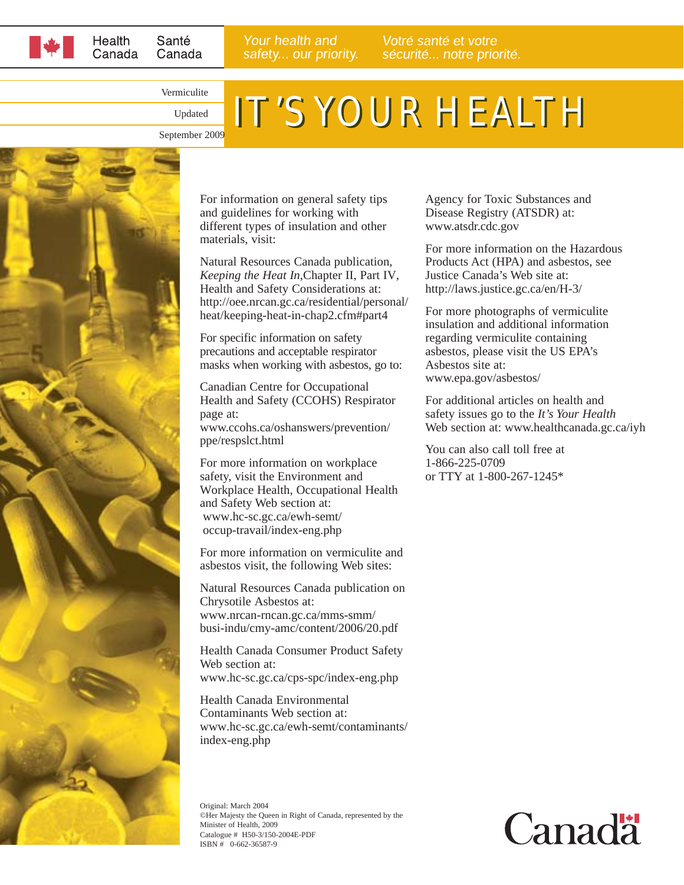For information on general safety tips and guidelines for working with different types of insulation and other materials, visit:

Natural Resources Canada publication, *Keeping the Heat In*,Chapter II, Part IV, Health and Safety Considerations at: http://oee.nrcan.gc.ca/residential/personal/heat/keeping-heat-in-chap2.cfm#part4

For specific information on safety precautions and acceptable respirator masks when working with asbestos, go to:

Canadian Centre for Occupational Health and Safety (CCOHS) Respirator page at: www.ccohs.ca/oshanswers/prevention/ppe/respslct.html

For more information on workplace safety, visit the Environment and Workplace Health, Occupational Health and Safety Web section at: www.hc-sc.gc.ca/ewh-semt/occup-travail/index-eng.php

For more information on vermiculite and asbestos visit, the following Web sites:

Natural Resources Canada publication on Chrysotile Asbestos at: www.nrcan-rncan.gc.ca/mms-smm/busi-indu/cmy-amc/content/2006/20.pdf

Health Canada Consumer Product Safety Web section at: www.hc-sc.gc.ca/cps-spc/index-eng.php

Health Canada Environmental Contaminants Web section at: www.hc-sc.gc.ca/ewh-semt/contaminants/index-eng.php

Agency for Toxic Substances and Disease Registry (ATSDR) at: www.atsdr.cdc.gov

For more information on the Hazardous Products Act (HPA) and asbestos, see Justice Canada's Web site at: http://laws.justice.gc.ca/en/H-3/

For more photographs of vermiculite insulation and additional information regarding vermiculite containing asbestos, please visit the US EPA's Asbestos site at: www.epa.gov/asbestos/

For additional articles on health and safety issues go to the *It's Your Health* Web section at: www.healthcanada.gc.ca/iyh

You can also call toll free at 1-866-225-0709 or TTY at 1-800-267-1245*

Original: March 2004
©Her Majesty the Queen in Right of Canada, represented by the Minister of Health, 2009
Catalogue # H50-3/150-2004E-PDF
ISBN # 0-662-36587-9